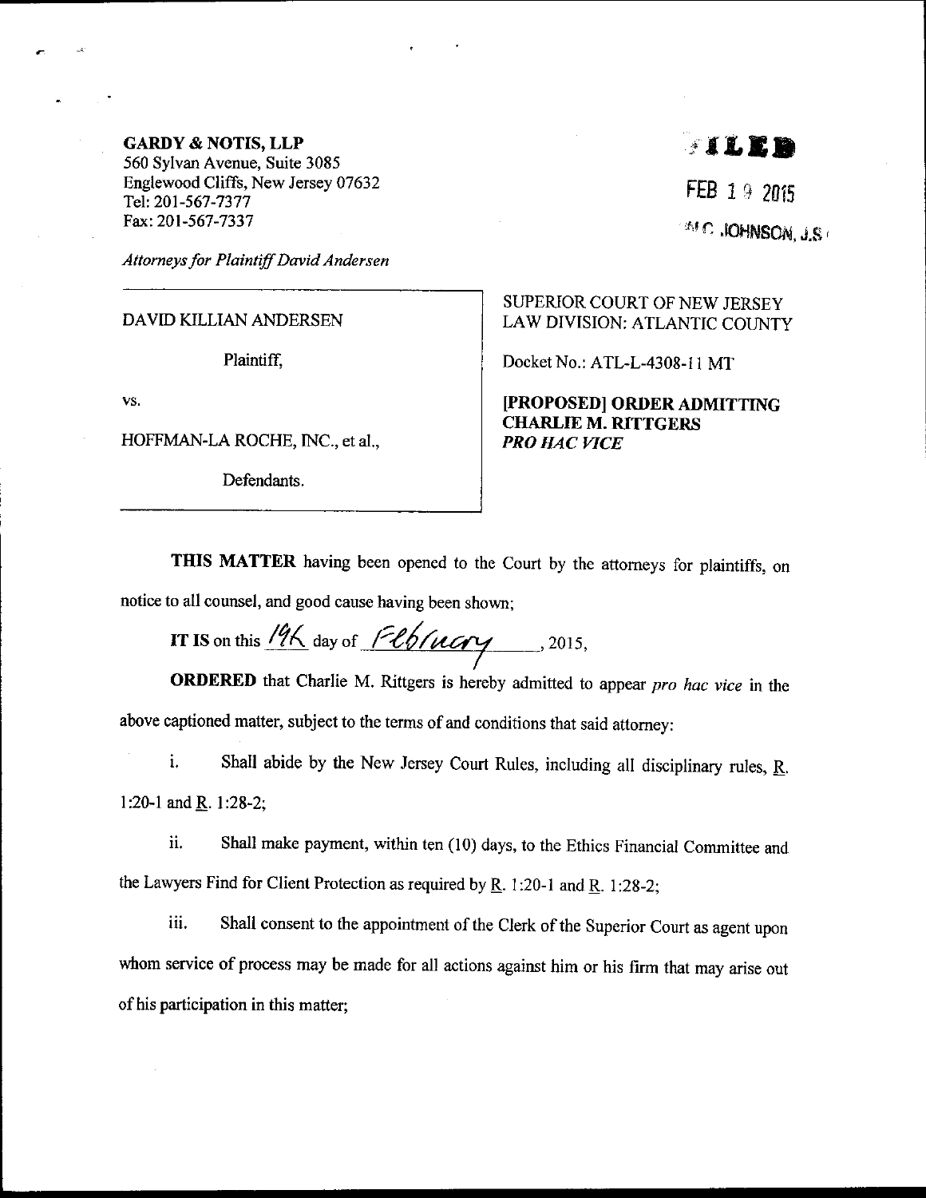**GARDY & NOTIS, LLP**
560 Sylvan Avenue, Suite 3085
Englewood Cliffs, New Jersey 07632
Tel: 201-567-7377
Fax: 201-567-7337

*Attorneys for Plaintiff David Andersen*

FILED

FEB 19 2015

N.C. JOHNSON, J.S.C.

| DAVID KILLIAN ANDERSEN<br><br>Plaintiff,<br><br>vs.<br><br>HOFFMAN-LA ROCHE, INC., et al.,<br><br>Defendants. | SUPERIOR COURT OF NEW JERSEY<br>LAW DIVISION: ATLANTIC COUNTY<br><br>Docket No.: ATL-L-4308-11 MT<br><br>**[PROPOSED] ORDER ADMITTING CHARLIE M. RITTGERS *PRO HAC VICE*** |
|---|---|

**THIS MATTER** having been opened to the Court by the attorneys for plaintiffs, on notice to all counsel, and good cause having been shown;

**IT IS** on this 19th day of February, 2015,

**ORDERED** that Charlie M. Rittgers is hereby admitted to appear *pro hac vice* in the above captioned matter, subject to the terms of and conditions that said attorney:

i. Shall abide by the New Jersey Court Rules, including all disciplinary rules, R. 1:20-1 and R. 1:28-2;

ii. Shall make payment, within ten (10) days, to the Ethics Financial Committee and the Lawyers Find for Client Protection as required by R. 1:20-1 and R. 1:28-2;

iii. Shall consent to the appointment of the Clerk of the Superior Court as agent upon whom service of process may be made for all actions against him or his firm that may arise out of his participation in this matter;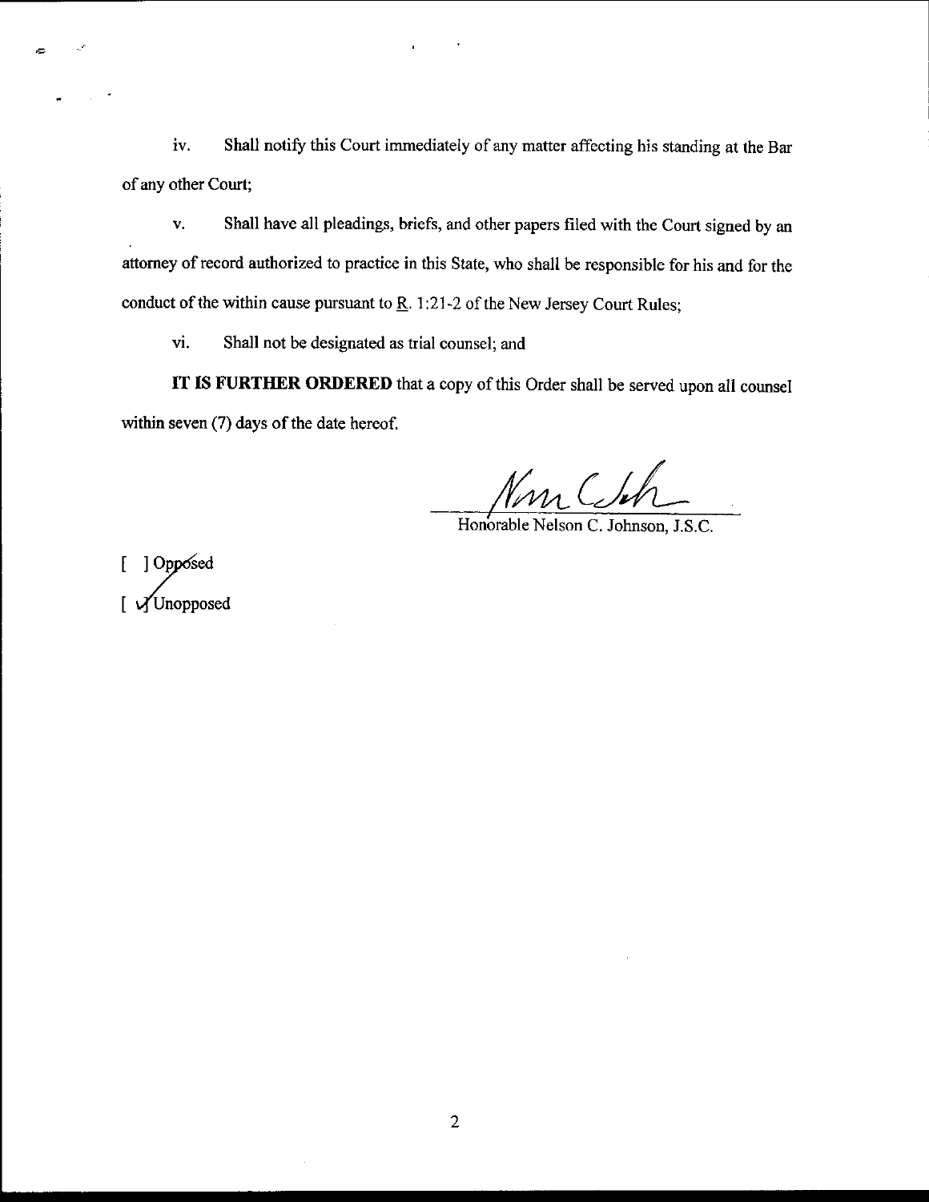iv. Shall notify this Court immediately of any matter affecting his standing at the Bar of any other Court;

v. Shall have all pleadings, briefs, and other papers filed with the Court signed by an attorney of record authorized to practice in this State, who shall be responsible for his and for the conduct of the within cause pursuant to R. 1:21-2 of the New Jersey Court Rules;

vi. Shall not be designated as trial counsel; and

**IT IS FURTHER ORDERED** that a copy of this Order shall be served upon all counsel within seven (7) days of the date hereof.

Honorable Nelson C. Johnson, J.S.C.

[ ] Opposed

[ ✓ ] Unopposed